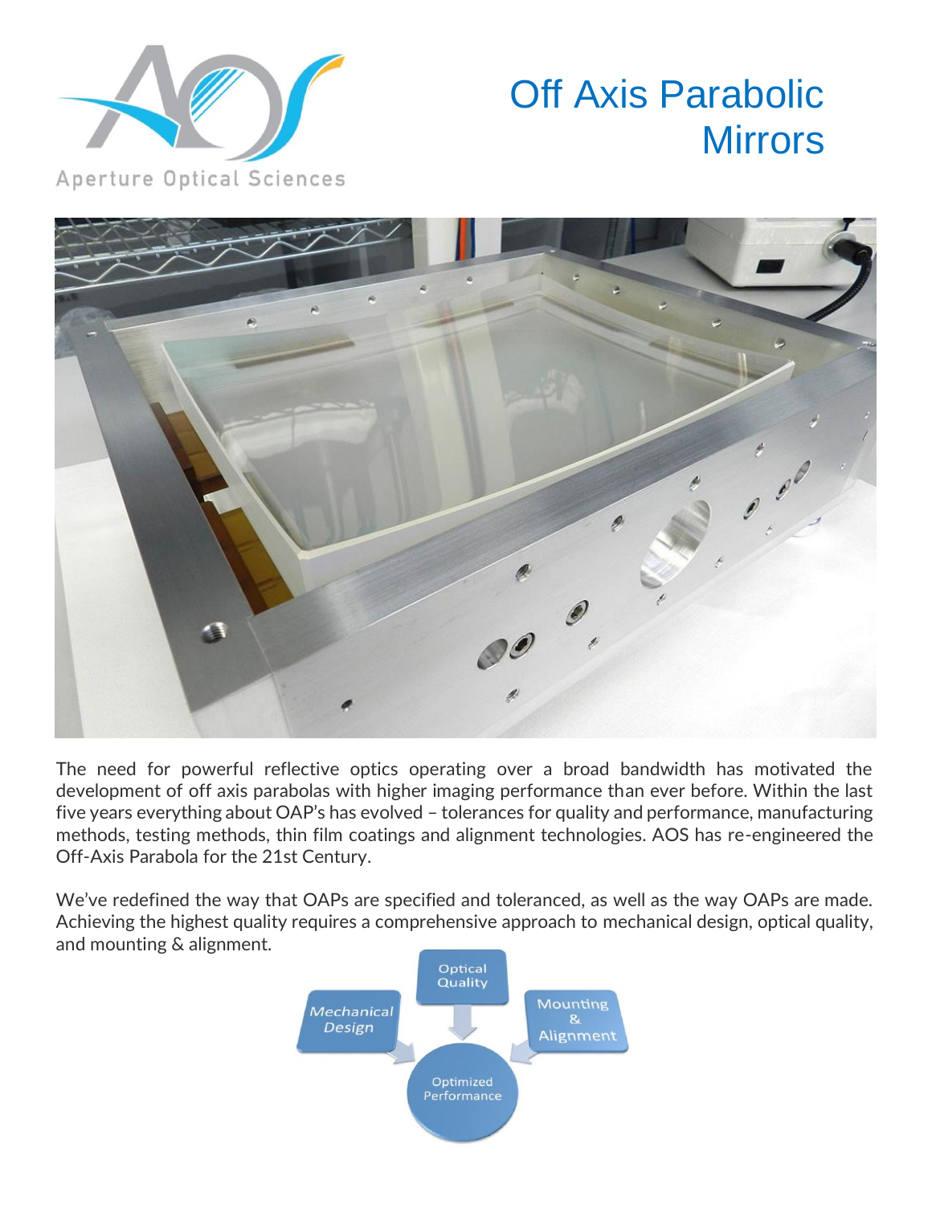Aperture Optical Sciences

# Off Axis Parabolic Mirrors

The need for powerful reflective optics operating over a broad bandwidth has motivated the development of off axis parabolas with higher imaging performance than ever before. Within the last five years everything about OAP's has evolved – tolerances for quality and performance, manufacturing methods, testing methods, thin film coatings and alignment technologies. AOS has re-engineered the Off-Axis Parabola for the 21st Century.

We've redefined the way that OAPs are specified and toleranced, as well as the way OAPs are made. Achieving the highest quality requires a comprehensive approach to mechanical design, optical quality, and mounting & alignment.

Mechanical Design → Optimized Performance
Optical Quality → Optimized Performance
Mounting & Alignment → Optimized Performance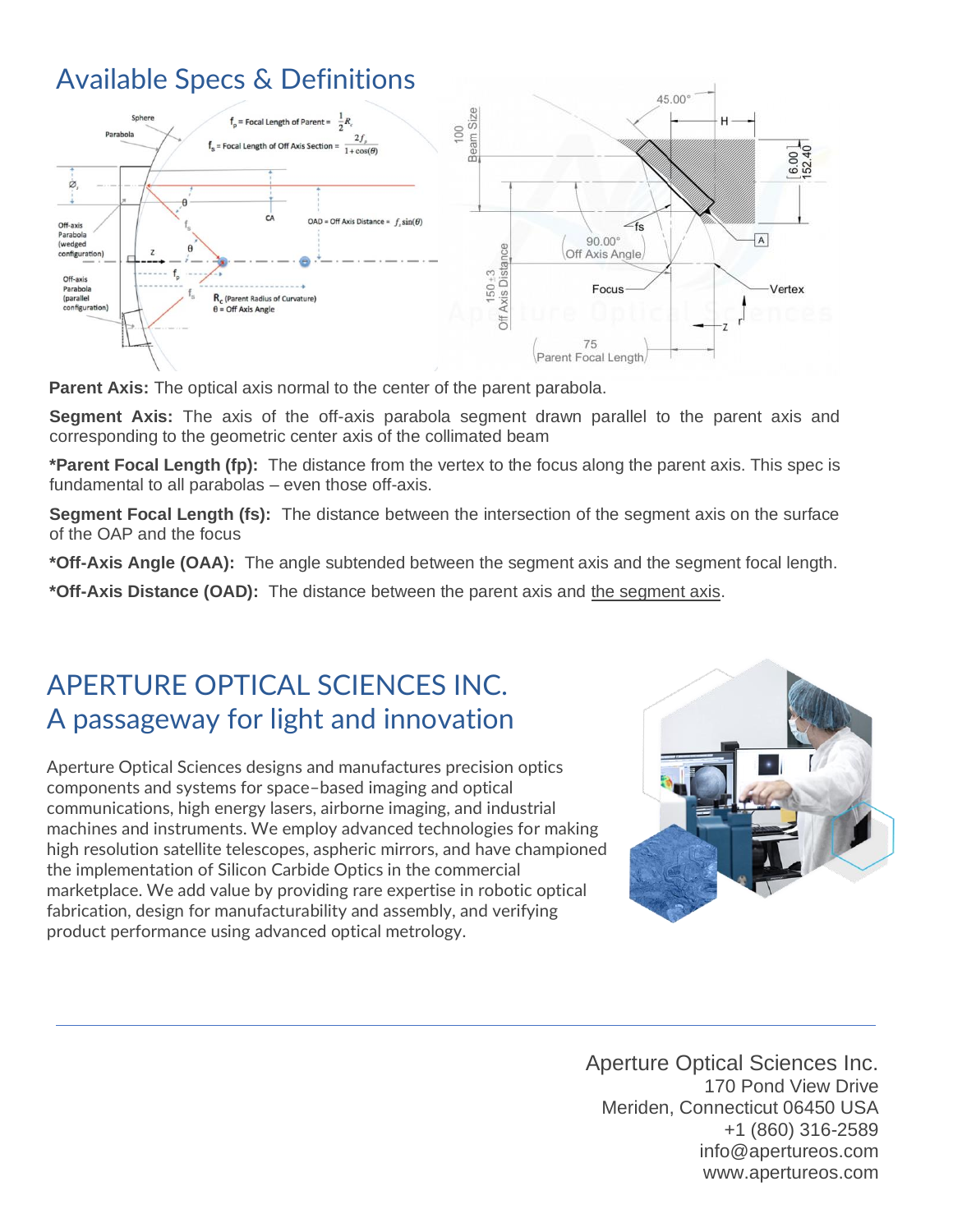# Available Specs & Definitions

Sphere

Parabola

$f_p$ = Focal Length of Parent = $\frac{1}{2}R_c$

$f_s$ = Focal Length of Off Axis Section = $\frac{2f_p}{1+\cos(\theta)}$

$\varnothing_s$

$\theta$

CA

OAD = Off Axis Distance = $f_s \sin(\theta)$

Off-axis Parabola (wedged configuration)

$f_s$

z

$\theta$

$f_p$

Off-axis Parabola (parallel configuration)

$f_s$

$R_c$ (Parent Radius of Curvature)

$\theta$ = Off Axis Angle

45.00°

H

100 Beam Size

[6.00] 152.40

fs

A

90.00° Off Axis Angle

150 ±3 Off Axis Distance

Focus

Vertex

z

r

75 Parent Focal Length

**Parent Axis:** The optical axis normal to the center of the parent parabola.

**Segment Axis:** The axis of the off-axis parabola segment drawn parallel to the parent axis and corresponding to the geometric center axis of the collimated beam

**\*Parent Focal Length (fp):** The distance from the vertex to the focus along the parent axis. This spec is fundamental to all parabolas – even those off-axis.

**Segment Focal Length (fs):** The distance between the intersection of the segment axis on the surface of the OAP and the focus

**\*Off-Axis Angle (OAA):** The angle subtended between the segment axis and the segment focal length.

**\*Off-Axis Distance (OAD):** The distance between the parent axis and the segment axis.

## APERTURE OPTICAL SCIENCES INC.
## A passageway for light and innovation

Aperture Optical Sciences designs and manufactures precision optics components and systems for space–based imaging and optical communications, high energy lasers, airborne imaging, and industrial machines and instruments. We employ advanced technologies for making high resolution satellite telescopes, aspheric mirrors, and have championed the implementation of Silicon Carbide Optics in the commercial marketplace. We add value by providing rare expertise in robotic optical fabrication, design for manufacturability and assembly, and verifying product performance using advanced optical metrology.

Aperture Optical Sciences Inc.
170 Pond View Drive
Meriden, Connecticut 06450 USA
+1 (860) 316-2589
info@apertureos.com
www.apertureos.com